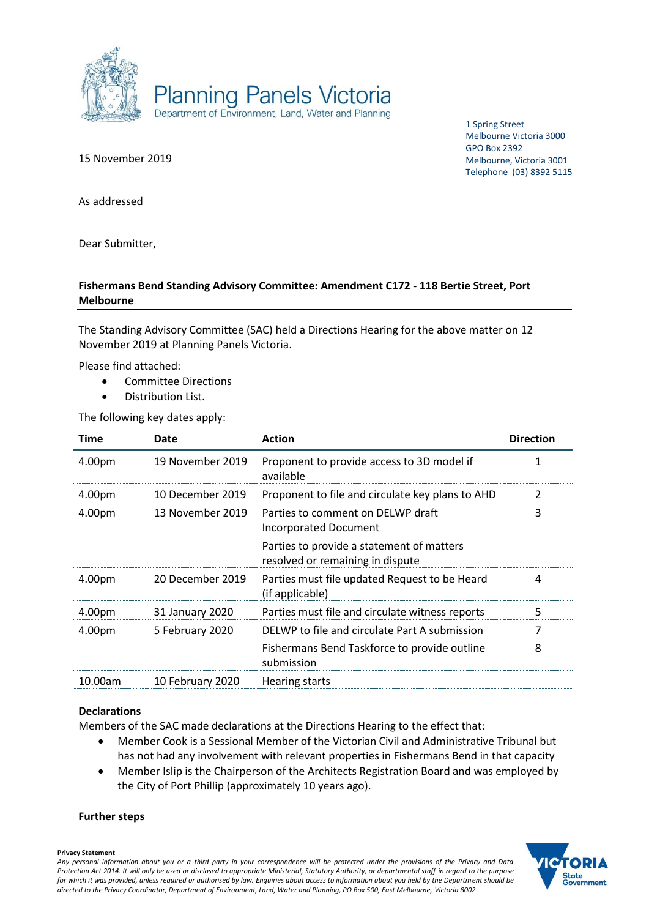Planning Panels Victoria
Department of Environment, Land, Water and Planning

1 Spring Street
Melbourne Victoria 3000
GPO Box 2392
Melbourne, Victoria 3001
Telephone (03) 8392 5115

15 November 2019

As addressed

Dear Submitter,

**Fishermans Bend Standing Advisory Committee: Amendment C172 - 118 Bertie Street, Port Melbourne**

The Standing Advisory Committee (SAC) held a Directions Hearing for the above matter on 12 November 2019 at Planning Panels Victoria.

Please find attached:

- Committee Directions
- Distribution List.

The following key dates apply:

| Time | Date | Action | Direction |
|---|---|---|---|
| 4.00pm | 19 November 2019 | Proponent to provide access to 3D model if available | 1 |
| 4.00pm | 10 December 2019 | Proponent to file and circulate key plans to AHD | 2 |
| 4.00pm | 13 November 2019 | Parties to comment on DELWP draft Incorporated Document<br>Parties to provide a statement of matters resolved or remaining in dispute | 3 |
| 4.00pm | 20 December 2019 | Parties must file updated Request to be Heard (if applicable) | 4 |
| 4.00pm | 31 January 2020 | Parties must file and circulate witness reports | 5 |
| 4.00pm | 5 February 2020 | DELWP to file and circulate Part A submission<br>Fishermans Bend Taskforce to provide outline submission | 7<br>8 |
| 10.00am | 10 February 2020 | Hearing starts | |

**Declarations**

Members of the SAC made declarations at the Directions Hearing to the effect that:

- Member Cook is a Sessional Member of the Victorian Civil and Administrative Tribunal but has not had any involvement with relevant properties in Fishermans Bend in that capacity
- Member Islip is the Chairperson of the Architects Registration Board and was employed by the City of Port Phillip (approximately 10 years ago).

**Further steps**

**Privacy Statement**

*Any personal information about you or a third party in your correspondence will be protected under the provisions of the Privacy and Data Protection Act 2014. It will only be used or disclosed to appropriate Ministerial, Statutory Authority, or departmental staff in regard to the purpose for which it was provided, unless required or authorised by law. Enquiries about access to information about you held by the Department should be directed to the Privacy Coordinator, Department of Environment, Land, Water and Planning, PO Box 500, East Melbourne, Victoria 8002*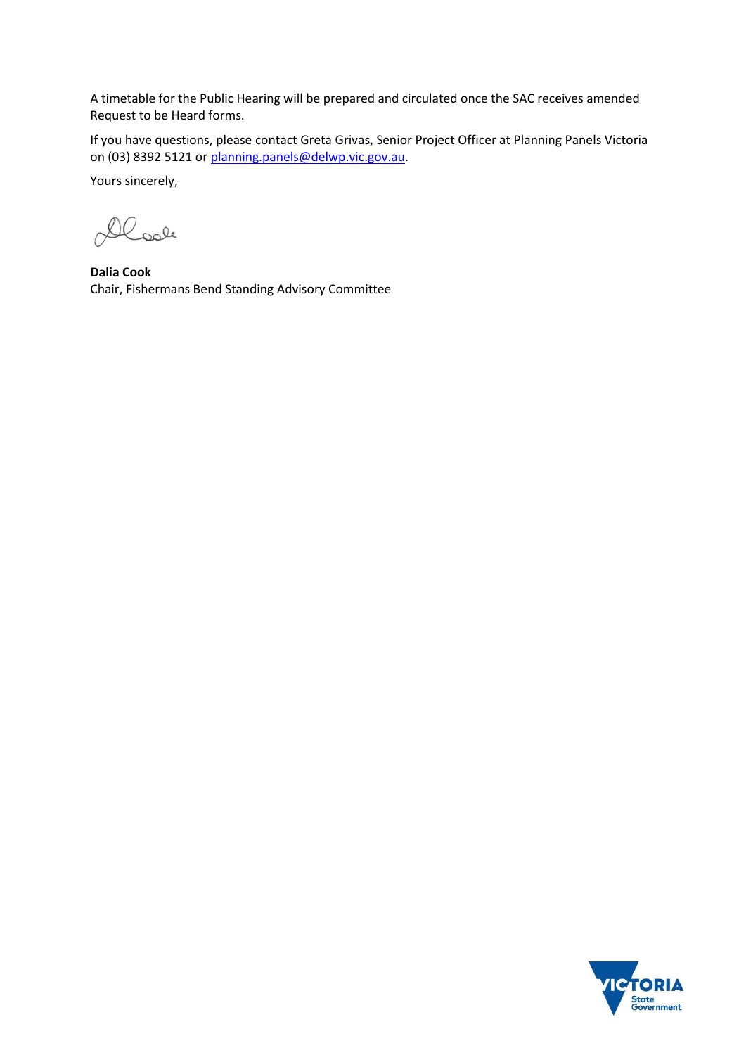A timetable for the Public Hearing will be prepared and circulated once the SAC receives amended Request to be Heard forms.

If you have questions, please contact Greta Grivas, Senior Project Officer at Planning Panels Victoria on (03) 8392 5121 or planning.panels@delwp.vic.gov.au.

Yours sincerely,

**Dalia Cook**
Chair, Fishermans Bend Standing Advisory Committee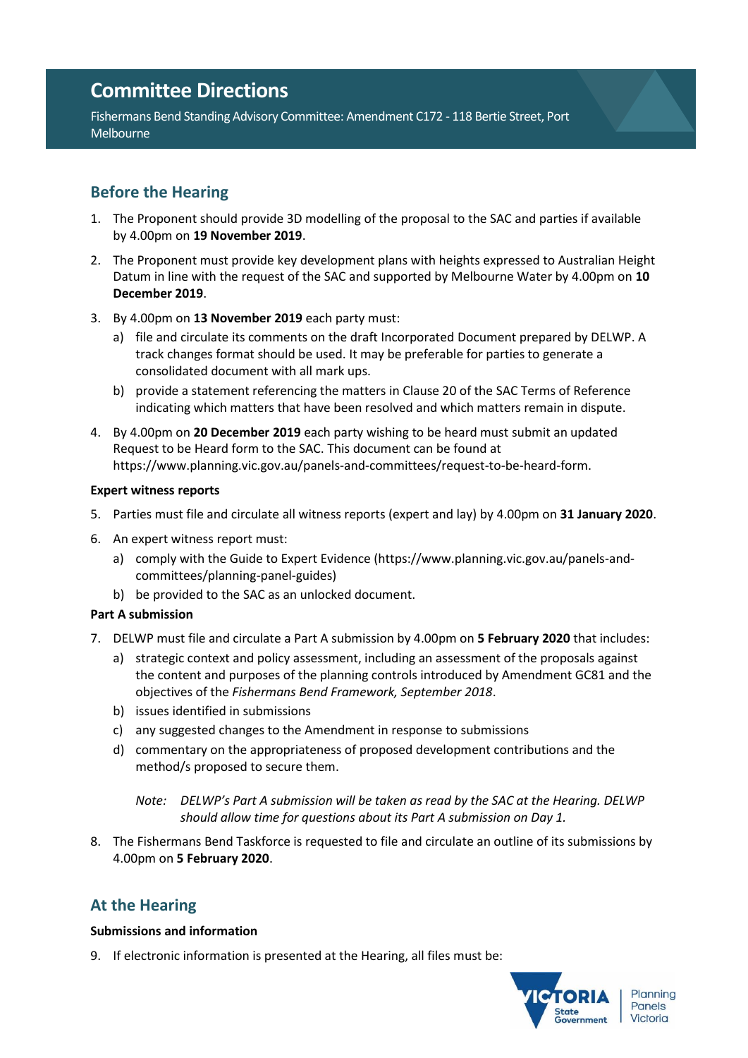# Committee Directions

Fishermans Bend Standing Advisory Committee: Amendment C172 - 118 Bertie Street, Port Melbourne

## Before the Hearing

1. The Proponent should provide 3D modelling of the proposal to the SAC and parties if available by 4.00pm on **19 November 2019**.

2. The Proponent must provide key development plans with heights expressed to Australian Height Datum in line with the request of the SAC and supported by Melbourne Water by 4.00pm on **10 December 2019**.

3. By 4.00pm on **13 November 2019** each party must:
   a) file and circulate its comments on the draft Incorporated Document prepared by DELWP. A track changes format should be used. It may be preferable for parties to generate a consolidated document with all mark ups.
   b) provide a statement referencing the matters in Clause 20 of the SAC Terms of Reference indicating which matters that have been resolved and which matters remain in dispute.

4. By 4.00pm on **20 December 2019** each party wishing to be heard must submit an updated Request to be Heard form to the SAC. This document can be found at https://www.planning.vic.gov.au/panels-and-committees/request-to-be-heard-form.

**Expert witness reports**

5. Parties must file and circulate all witness reports (expert and lay) by 4.00pm on **31 January 2020**.

6. An expert witness report must:
   a) comply with the Guide to Expert Evidence (https://www.planning.vic.gov.au/panels-and-committees/planning-panel-guides)
   b) be provided to the SAC as an unlocked document.

**Part A submission**

7. DELWP must file and circulate a Part A submission by 4.00pm on **5 February 2020** that includes:
   a) strategic context and policy assessment, including an assessment of the proposals against the content and purposes of the planning controls introduced by Amendment GC81 and the objectives of the *Fishermans Bend Framework, September 2018*.
   b) issues identified in submissions
   c) any suggested changes to the Amendment in response to submissions
   d) commentary on the appropriateness of proposed development contributions and the method/s proposed to secure them.

   *Note: DELWP's Part A submission will be taken as read by the SAC at the Hearing. DELWP should allow time for questions about its Part A submission on Day 1.*

8. The Fishermans Bend Taskforce is requested to file and circulate an outline of its submissions by 4.00pm on **5 February 2020**.

## At the Hearing

**Submissions and information**

9. If electronic information is presented at the Hearing, all files must be: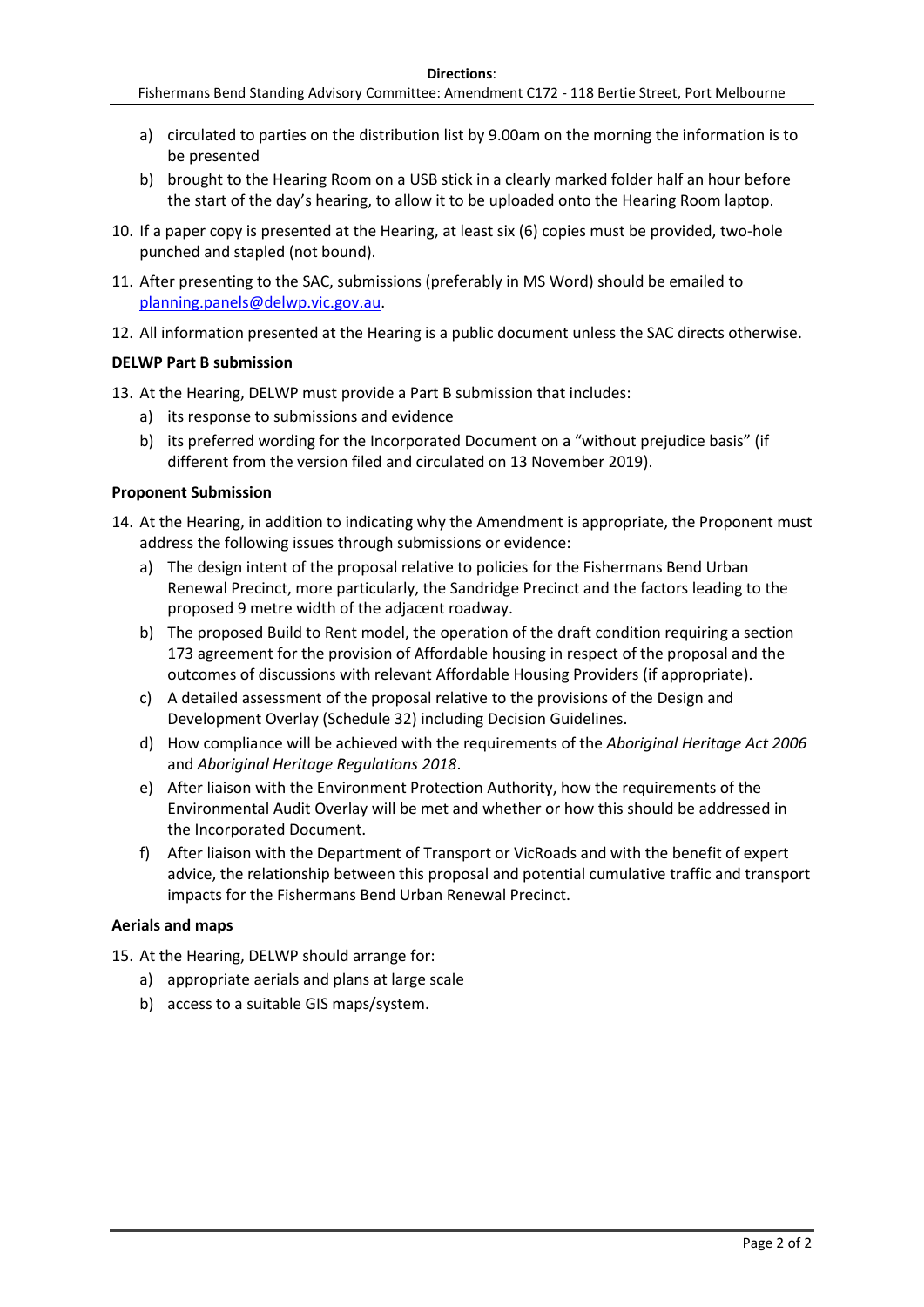a) circulated to parties on the distribution list by 9.00am on the morning the information is to be presented
b) brought to the Hearing Room on a USB stick in a clearly marked folder half an hour before the start of the day's hearing, to allow it to be uploaded onto the Hearing Room laptop.

10. If a paper copy is presented at the Hearing, at least six (6) copies must be provided, two-hole punched and stapled (not bound).
11. After presenting to the SAC, submissions (preferably in MS Word) should be emailed to planning.panels@delwp.vic.gov.au.
12. All information presented at the Hearing is a public document unless the SAC directs otherwise.

**DELWP Part B submission**

13. At the Hearing, DELWP must provide a Part B submission that includes:
    a) its response to submissions and evidence
    b) its preferred wording for the Incorporated Document on a "without prejudice basis" (if different from the version filed and circulated on 13 November 2019).

**Proponent Submission**

14. At the Hearing, in addition to indicating why the Amendment is appropriate, the Proponent must address the following issues through submissions or evidence:
    a) The design intent of the proposal relative to policies for the Fishermans Bend Urban Renewal Precinct, more particularly, the Sandridge Precinct and the factors leading to the proposed 9 metre width of the adjacent roadway.
    b) The proposed Build to Rent model, the operation of the draft condition requiring a section 173 agreement for the provision of Affordable housing in respect of the proposal and the outcomes of discussions with relevant Affordable Housing Providers (if appropriate).
    c) A detailed assessment of the proposal relative to the provisions of the Design and Development Overlay (Schedule 32) including Decision Guidelines.
    d) How compliance will be achieved with the requirements of the *Aboriginal Heritage Act 2006* and *Aboriginal Heritage Regulations 2018*.
    e) After liaison with the Environment Protection Authority, how the requirements of the Environmental Audit Overlay will be met and whether or how this should be addressed in the Incorporated Document.
    f) After liaison with the Department of Transport or VicRoads and with the benefit of expert advice, the relationship between this proposal and potential cumulative traffic and transport impacts for the Fishermans Bend Urban Renewal Precinct.

**Aerials and maps**

15. At the Hearing, DELWP should arrange for:
    a) appropriate aerials and plans at large scale
    b) access to a suitable GIS maps/system.